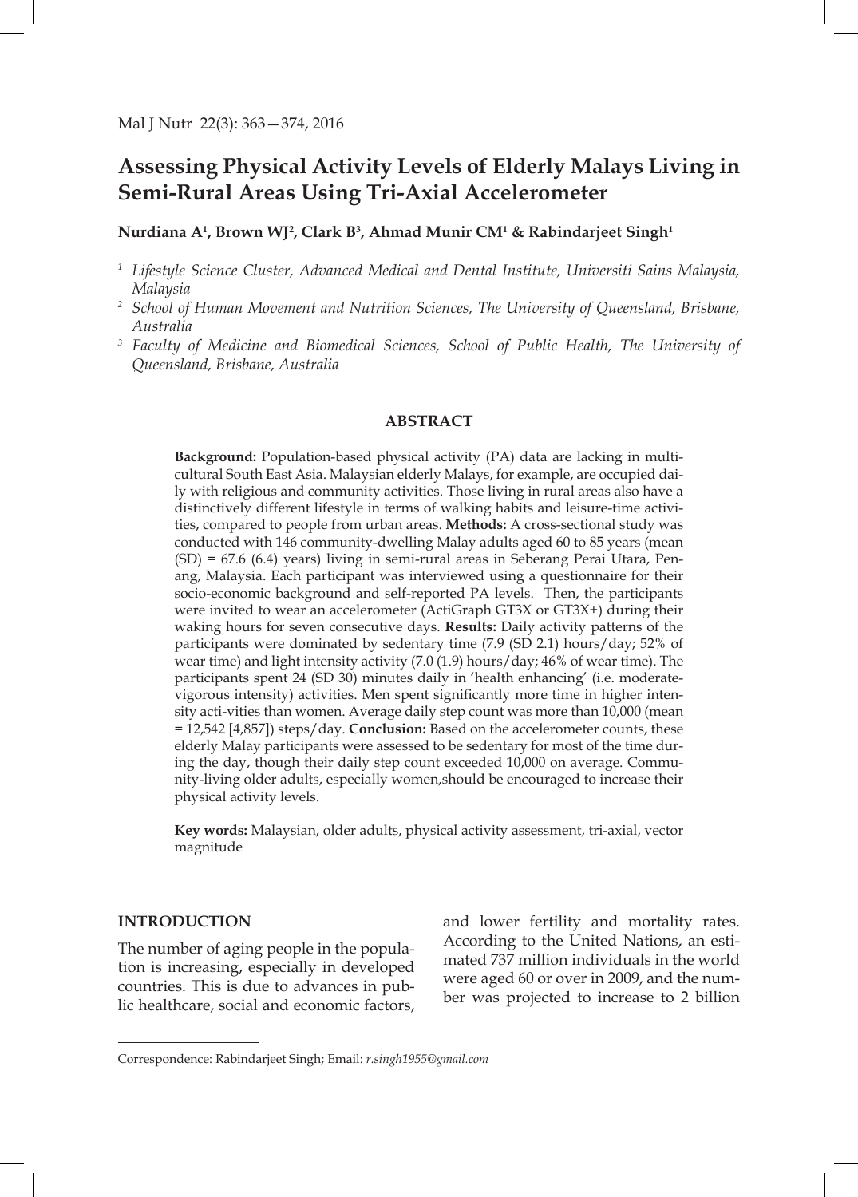# Assessing Physical Activity Levels of Elderly Malays Living in Semi-Rural Areas Using Tri-Axial Accelerometer

**Nurdiana A[1], Brown WJ[2], Clark B[3], Ahmad Munir CM[1] & Rabindarjeet Singh[1]**

[1] *Lifestyle Science Cluster, Advanced Medical and Dental Institute, Universiti Sains Malaysia, Malaysia*

[2] *School of Human Movement and Nutrition Sciences, The University of Queensland, Brisbane, Australia*

[3] *Faculty of Medicine and Biomedical Sciences, School of Public Health, The University of Queensland, Brisbane, Australia*

## ABSTRACT

**Background:** Population-based physical activity (PA) data are lacking in multicultural South East Asia. Malaysian elderly Malays, for example, are occupied daily with religious and community activities. Those living in rural areas also have a distinctively different lifestyle in terms of walking habits and leisure-time activities, compared to people from urban areas. **Methods:** A cross-sectional study was conducted with 146 community-dwelling Malay adults aged 60 to 85 years (mean (SD) = 67.6 (6.4) years) living in semi-rural areas in Seberang Perai Utara, Penang, Malaysia. Each participant was interviewed using a questionnaire for their socio-economic background and self-reported PA levels. Then, the participants were invited to wear an accelerometer (ActiGraph GT3X or GT3X+) during their waking hours for seven consecutive days. **Results:** Daily activity patterns of the participants were dominated by sedentary time (7.9 (SD 2.1) hours/day; 52% of wear time) and light intensity activity (7.0 (1.9) hours/day; 46% of wear time). The participants spent 24 (SD 30) minutes daily in 'health enhancing' (i.e. moderate-vigorous intensity) activities. Men spent significantly more time in higher intensity acti-vities than women. Average daily step count was more than 10,000 (mean = 12,542 [4,857]) steps/day. **Conclusion:** Based on the accelerometer counts, these elderly Malay participants were assessed to be sedentary for most of the time during the day, though their daily step count exceeded 10,000 on average. Community-living older adults, especially women,should be encouraged to increase their physical activity levels.

**Key words:** Malaysian, older adults, physical activity assessment, tri-axial, vector magnitude

## INTRODUCTION

The number of aging people in the population is increasing, especially in developed countries. This is due to advances in public healthcare, social and economic factors, and lower fertility and mortality rates. According to the United Nations, an estimated 737 million individuals in the world were aged 60 or over in 2009, and the number was projected to increase to 2 billion

Correspondence: Rabindarjeet Singh; Email: *r.singh1955@gmail.com*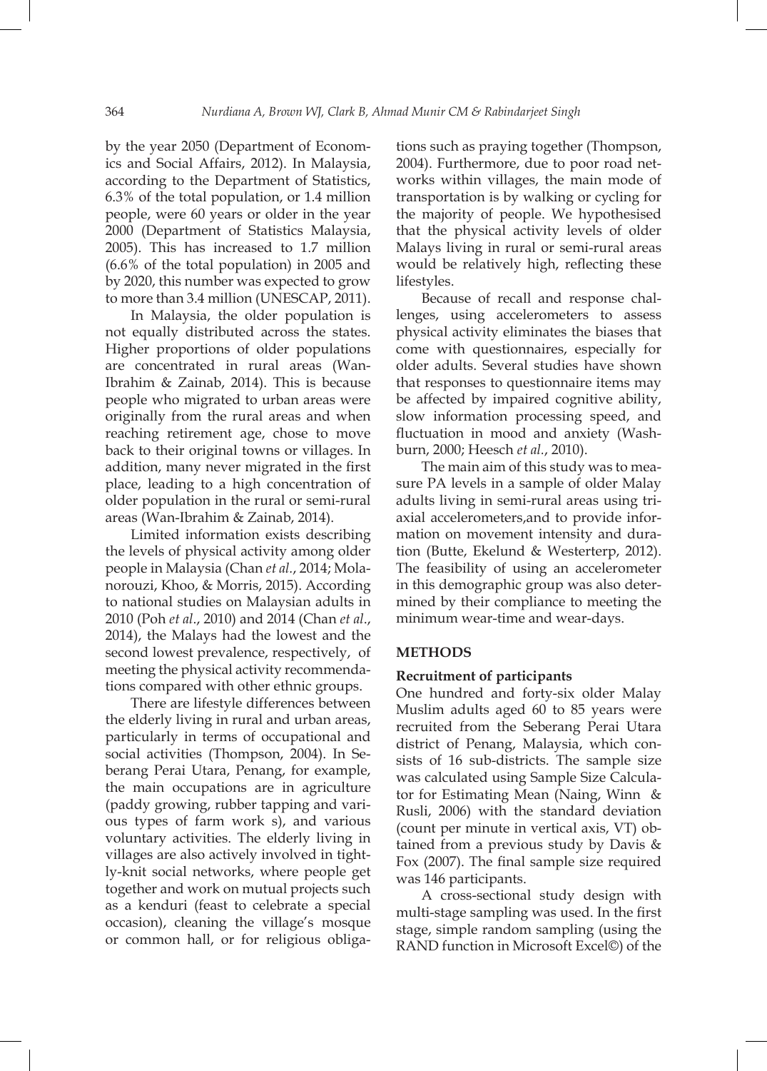by the year 2050 (Department of Economics and Social Affairs, 2012). In Malaysia, according to the Department of Statistics, 6.3% of the total population, or 1.4 million people, were 60 years or older in the year 2000 (Department of Statistics Malaysia, 2005). This has increased to 1.7 million (6.6% of the total population) in 2005 and by 2020, this number was expected to grow to more than 3.4 million (UNESCAP, 2011).

In Malaysia, the older population is not equally distributed across the states. Higher proportions of older populations are concentrated in rural areas (Wan-Ibrahim & Zainab, 2014). This is because people who migrated to urban areas were originally from the rural areas and when reaching retirement age, chose to move back to their original towns or villages. In addition, many never migrated in the first place, leading to a high concentration of older population in the rural or semi-rural areas (Wan-Ibrahim & Zainab, 2014).

Limited information exists describing the levels of physical activity among older people in Malaysia (Chan *et al*., 2014; Molanorouzi, Khoo, & Morris, 2015). According to national studies on Malaysian adults in 2010 (Poh *et al*., 2010) and 2014 (Chan *et al*., 2014), the Malays had the lowest and the second lowest prevalence, respectively, of meeting the physical activity recommendations compared with other ethnic groups.

There are lifestyle differences between the elderly living in rural and urban areas, particularly in terms of occupational and social activities (Thompson, 2004). In Seberang Perai Utara, Penang, for example, the main occupations are in agriculture (paddy growing, rubber tapping and various types of farm work s), and various voluntary activities. The elderly living in villages are also actively involved in tightly-knit social networks, where people get together and work on mutual projects such as a kenduri (feast to celebrate a special occasion), cleaning the village's mosque or common hall, or for religious obligations such as praying together (Thompson, 2004). Furthermore, due to poor road networks within villages, the main mode of transportation is by walking or cycling for the majority of people. We hypothesised that the physical activity levels of older Malays living in rural or semi-rural areas would be relatively high, reflecting these lifestyles.

Because of recall and response challenges, using accelerometers to assess physical activity eliminates the biases that come with questionnaires, especially for older adults. Several studies have shown that responses to questionnaire items may be affected by impaired cognitive ability, slow information processing speed, and fluctuation in mood and anxiety (Washburn, 2000; Heesch *et al.*, 2010).

The main aim of this study was to measure PA levels in a sample of older Malay adults living in semi-rural areas using triaxial accelerometers,and to provide information on movement intensity and duration (Butte, Ekelund & Westerterp, 2012). The feasibility of using an accelerometer in this demographic group was also determined by their compliance to meeting the minimum wear-time and wear-days.

## METHODS

### Recruitment of participants

One hundred and forty-six older Malay Muslim adults aged 60 to 85 years were recruited from the Seberang Perai Utara district of Penang, Malaysia, which consists of 16 sub-districts. The sample size was calculated using Sample Size Calculator for Estimating Mean (Naing, Winn & Rusli, 2006) with the standard deviation (count per minute in vertical axis, VT) obtained from a previous study by Davis & Fox (2007). The final sample required was 146 participants.

A cross-sectional study design with multi-stage sampling was used. In the first stage, simple random sampling (using the RAND function in Microsoft Excel©) of the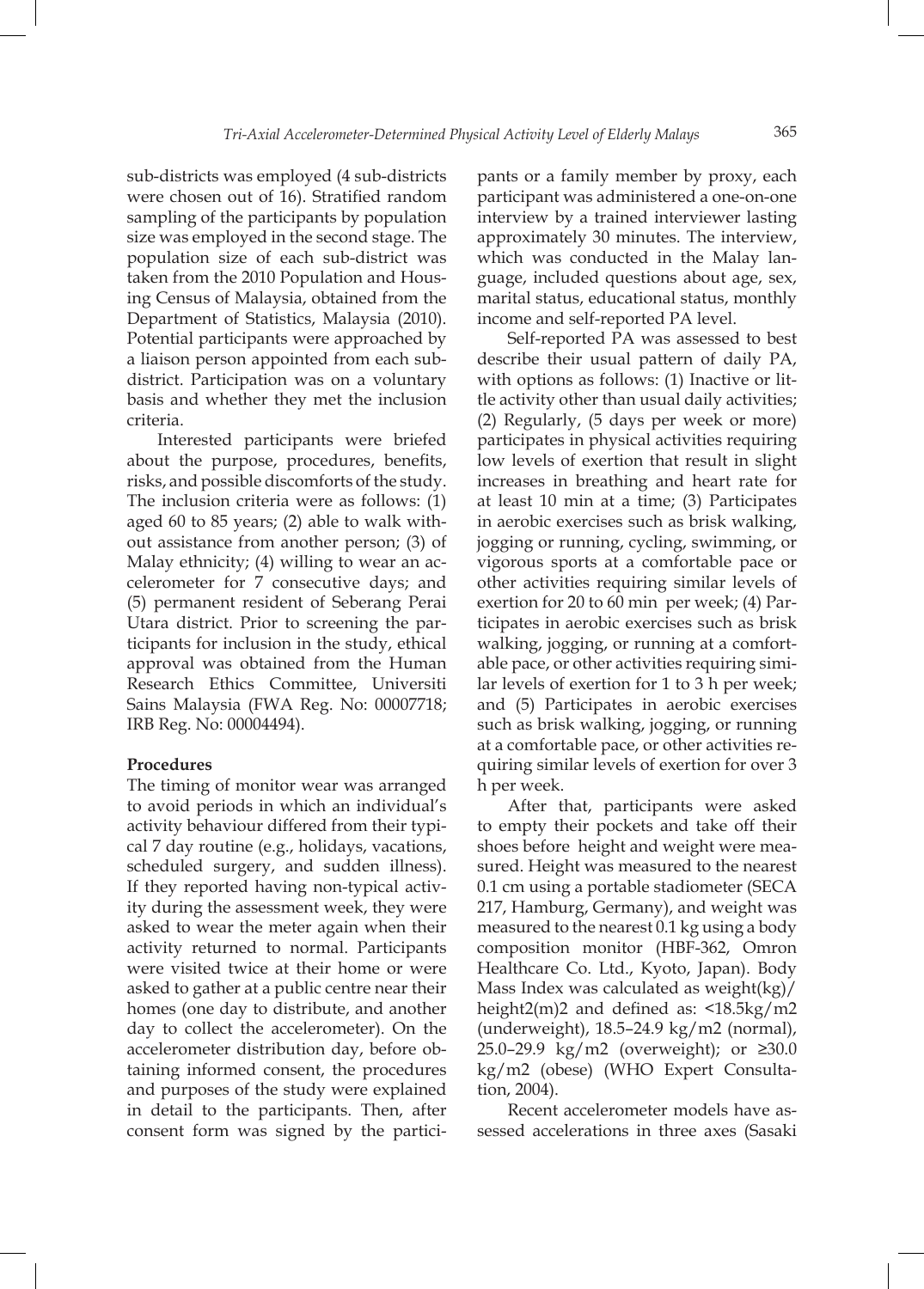sub-districts was employed (4 sub-districts were chosen out of 16). Stratified random sampling of the participants by population size was employed in the second stage. The population size of each sub-district was taken from the 2010 Population and Housing Census of Malaysia, obtained from the Department of Statistics, Malaysia (2010). Potential participants were approached by a liaison person appointed from each sub-district. Participation was on a voluntary basis and whether they met the inclusion criteria.

Interested participants were briefed about the purpose, procedures, benefits, risks, and possible discomforts of the study. The inclusion criteria were as follows: (1) aged 60 to 85 years; (2) able to walk without assistance from another person; (3) of Malay ethnicity; (4) willing to wear an accelerometer for 7 consecutive days; and (5) permanent resident of Seberang Perai Utara district. Prior to screening the participants for inclusion in the study, ethical approval was obtained from the Human Research Ethics Committee, Universiti Sains Malaysia (FWA Reg. No: 00007718; IRB Reg. No: 00004494).

**Procedures**

The timing of monitor wear was arranged to avoid periods in which an individual's activity behaviour differed from their typical 7 day routine (e.g., holidays, vacations, scheduled surgery, and sudden illness). If they reported having non-typical activity during the assessment week, they were asked to wear the meter again when their activity returned to normal. Participants were visited twice at their home or were asked to gather at a public centre near their homes (one day to distribute, and another day to collect the accelerometer). On the accelerometer distribution day, before obtaining informed consent, the procedures and purposes of the study were explained in detail to the participants. Then, after consent form was signed by the participants or a family member by proxy, each participant was administered a one-on-one interview by a trained interviewer lasting approximately 30 minutes. The interview, which was conducted in the Malay language, included questions about age, sex, marital status, educational status, monthly income and self-reported PA level.

Self-reported PA was assessed to best describe their usual pattern of daily PA, with options as follows: (1) Inactive or little activity other than usual daily activities; (2) Regularly, (5 days per week or more) participates in physical activities requiring low levels of exertion that result in slight increases in breathing and heart rate for at least 10 min at a time; (3) Participates in aerobic exercises such as brisk walking, jogging or running, cycling, swimming, or vigorous sports at a comfortable pace or other activities requiring similar levels of exertion for 20 to 60 min per week; (4) Participates in aerobic exercises such as brisk walking, jogging, or running at a comfortable pace, or other activities requiring similar levels of exertion for 1 to 3 h per week; and (5) Participates in aerobic exercises such as brisk walking, jogging, or running at a comfortable pace, or other activities requiring similar levels of exertion for over 3 h per week.

After that, participants were asked to empty their pockets and take off their shoes before height and weight were measured. Height was measured to the nearest 0.1 cm using a portable stadiometer (SECA 217, Hamburg, Germany), and weight was measured to the nearest 0.1 kg using a body composition monitor (HBF-362, Omron Healthcare Co. Ltd., Kyoto, Japan). Body Mass Index was calculated as weight(kg)/height2(m)2 and defined as: <18.5kg/m2 (underweight), 18.5–24.9 kg/m2 (normal), 25.0–29.9 kg/m2 (overweight); or ≥30.0 kg/m2 (obese) (WHO Expert Consultation, 2004).

Recent accelerometer models have assessed accelerations in three axes (Sasaki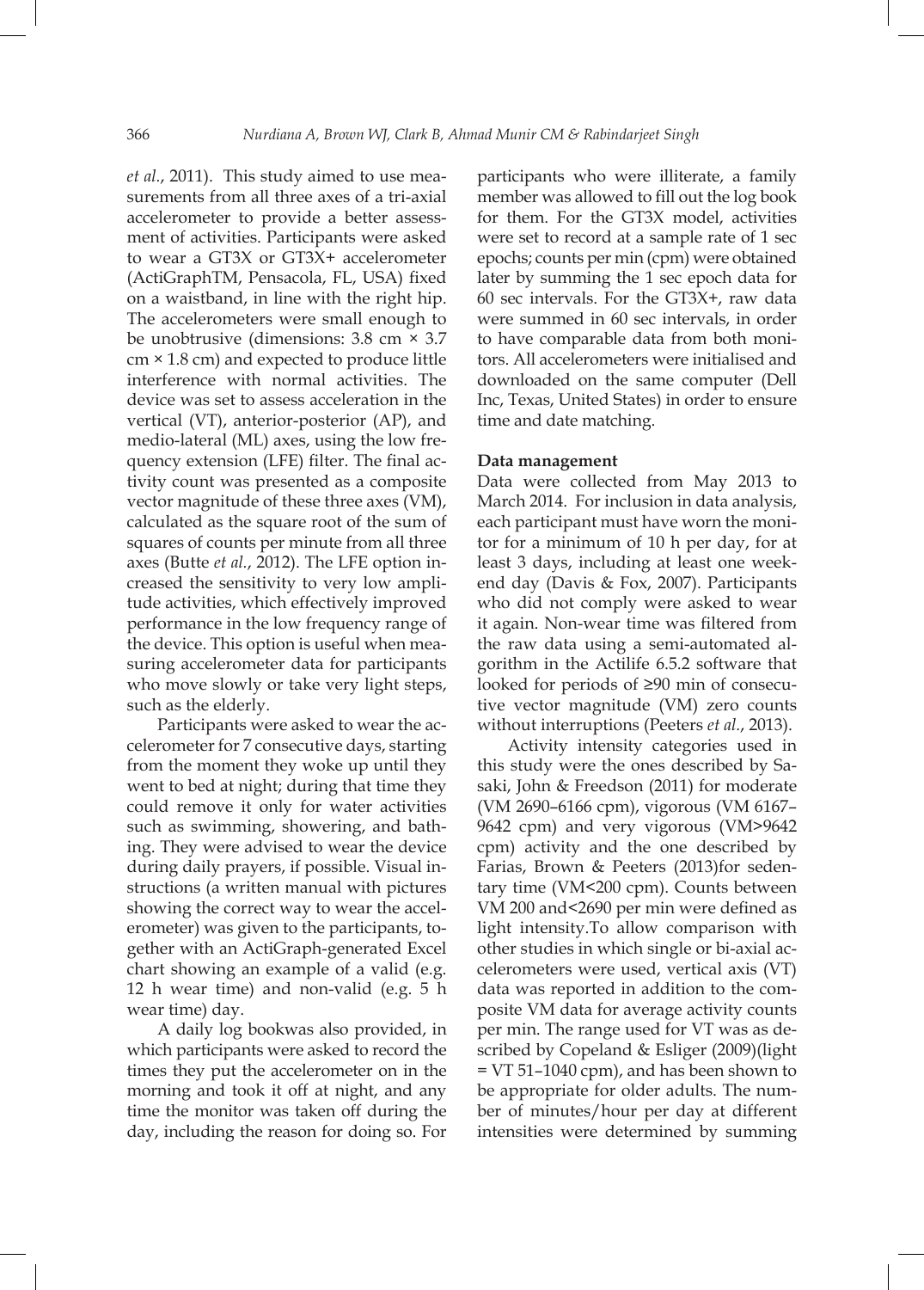*et al.*, 2011). This study aimed to use measurements from all three axes of a tri-axial accelerometer to provide a better assessment of activities. Participants were asked to wear a GT3X or GT3X+ accelerometer (ActiGraphTM, Pensacola, FL, USA) fixed on a waistband, in line with the right hip. The accelerometers were small enough to be unobtrusive (dimensions: 3.8 cm × 3.7 cm × 1.8 cm) and expected to produce little interference with normal activities. The device was set to assess acceleration in the vertical (VT), anterior-posterior (AP), and medio-lateral (ML) axes, using the low frequency extension (LFE) filter. The final activity count was presented as a composite vector magnitude of these three axes (VM), calculated as the square root of the sum of squares of counts per minute from all three axes (Butte *et al.*, 2012). The LFE option increased the sensitivity to very low amplitude activities, which effectively improved performance in the low frequency range of the device. This option is useful when measuring accelerometer data for participants who move slowly or take very light steps, such as the elderly.

Participants were asked to wear the accelerometer for 7 consecutive days, starting from the moment they woke up until they went to bed at night; during that time they could remove it only for water activities such as swimming, showering, and bathing. They were advised to wear the device during daily prayers, if possible. Visual instructions (a written manual with pictures showing the correct way to wear the accelerometer) was given to the participants, together with an ActiGraph-generated Excel chart showing an example of a valid (e.g. 12 h wear time) and non-valid (e.g. 5 h wear time) day.

A daily log bookwas also provided, in which participants were asked to record the times they put the accelerometer on in the morning and took it off at night, and any time the monitor was taken off during the day, including the reason for doing so. For participants who were illiterate, a family member was allowed to fill out the log book for them. For the GT3X model, activities were set to record at a sample rate of 1 sec epochs; counts per min (cpm) were obtained later by summing the 1 sec epoch data for 60 sec intervals. For the GT3X+, raw data were summed in 60 sec intervals, in order to have comparable data from both monitors. All accelerometers were initialised and downloaded on the same computer (Dell Inc, Texas, United States) in order to ensure time and date matching.

**Data management**

Data were collected from May 2013 to March 2014. For inclusion in data analysis, each participant must have worn the monitor for a minimum of 10 h per day, for at least 3 days, including at least one weekend day (Davis & Fox, 2007). Participants who did not comply were asked to wear it again. Non-wear time was filtered from the raw data using a semi-automated algorithm in the Actilife 6.5.2 software that looked for periods of ≥90 min of consecutive vector magnitude (VM) zero counts without interruptions (Peeters *et al.*, 2013).

Activity intensity categories used in this study were the ones described by Sasaki, John & Freedson (2011) for moderate (VM 2690–6166 cpm), vigorous (VM 6167–9642 cpm) and very vigorous (VM>9642 cpm) activity and the one described by Farias, Brown & Peeters (2013)for sedentary time (VM<200 cpm). Counts between VM 200 and<2690 per min were defined as light intensity.To allow comparison with other studies in which single or bi-axial accelerometers were used, vertical axis (VT) data was reported in addition to the composite VM data for average activity counts per min. The range used for VT was as described by Copeland & Esliger (2009)(light = VT 51–1040 cpm), and has been shown to be appropriate for older adults. The number of minutes/hour per day at different intensities were determined by summing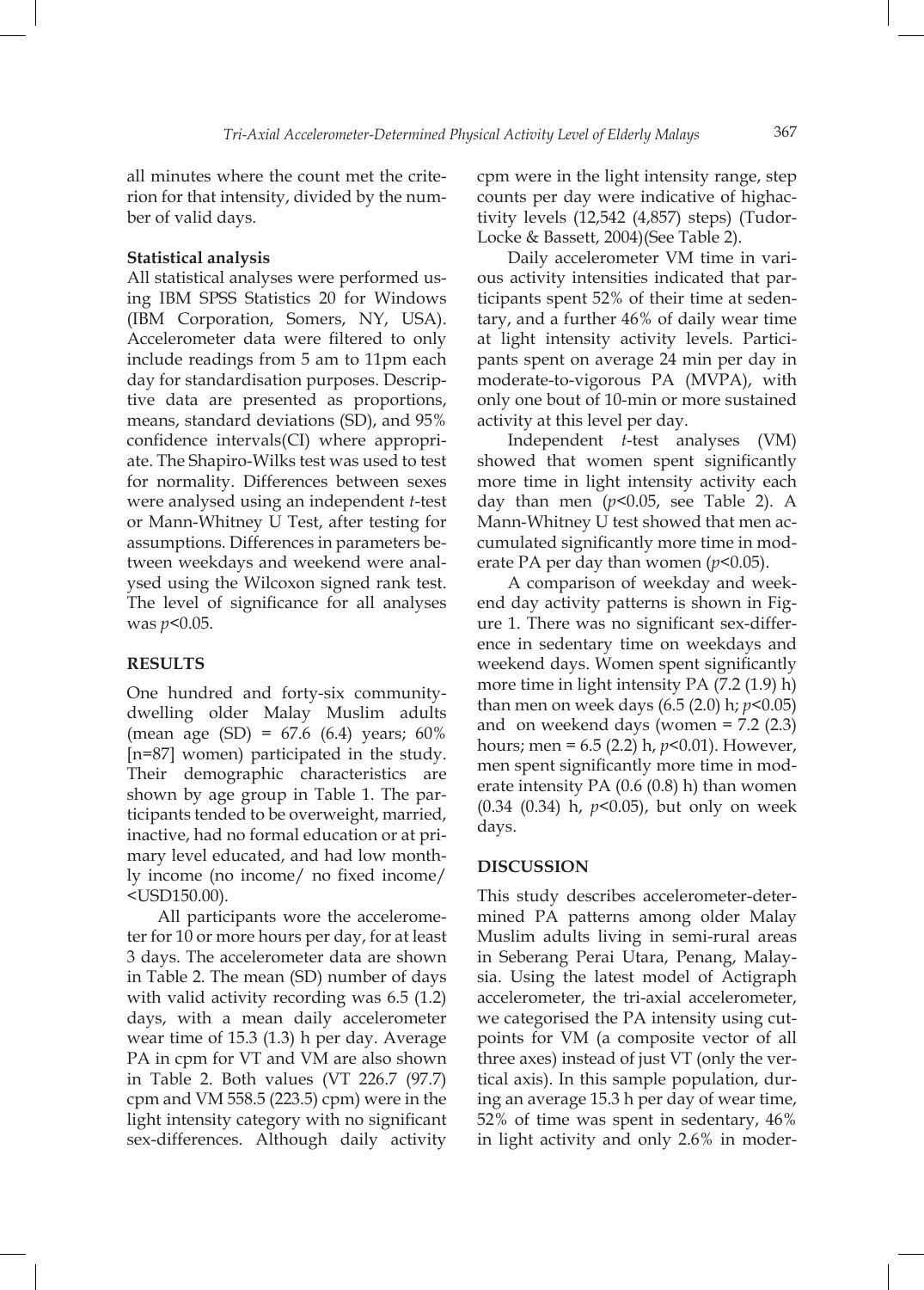all minutes where the count met the criterion for that intensity, divided by the number of valid days.

**Statistical analysis**

All statistical analyses were performed using IBM SPSS Statistics 20 for Windows (IBM Corporation, Somers, NY, USA). Accelerometer data were filtered to only include readings from 5 am to 11pm each day for standardisation purposes. Descriptive data are presented as proportions, means, standard deviations (SD), and 95% confidence intervals(CI) where appropriate. The Shapiro-Wilks test was used to test for normality. Differences between sexes were analysed using an independent *t*-test or Mann-Whitney U Test, after testing for assumptions. Differences in parameters between weekdays and weekend were analysed using the Wilcoxon signed rank test. The level of significance for all analyses was $p<0.05$.

## RESULTS

One hundred and forty-six community-dwelling older Malay Muslim adults (mean age (SD) = 67.6 (6.4) years; 60% [n=87] women) participated in the study. Their demographic characteristics are shown by age group in Table 1. The participants tended to be overweight, married, inactive, had no formal education or at primary level educated, and had low monthly income (no income/ no fixed income/ <USD150.00).

All participants wore the accelerometer for 10 or more hours per day, for at least 3 days. The accelerometer data are shown in Table 2. The mean (SD) number of days with valid activity recording was 6.5 (1.2) days, with a mean daily accelerometer wear time of 15.3 (1.3) h per day. Average PA in cpm for VT and VM are also shown in Table 2. Both values (VT 226.7 (97.7) cpm and VM 558.5 (223.5) cpm) were in the light intensity category with no significant sex-differences. Although daily activity cpm were in the light intensity range, step counts per day were indicative of highactivity levels (12,542 (4,857) steps) (Tudor-Locke & Bassett, 2004)(See Table 2).

Daily accelerometer VM time in various activity intensities indicated that participants spent 52% of their time at sedentary, and a further 46% of daily wear time at light intensity activity levels. Participants spent on average 24 min per day in moderate-to-vigorous PA (MVPA), with only one bout of 10-min or more sustained activity at this level per day.

Independent *t*-test analyses (VM) showed that women spent significantly more time in light intensity activity each day than men ($p<0.05$, see Table 2). A Mann-Whitney U test showed that men accumulated significantly more time in moderate PA per day than women ($p<0.05$).

A comparison of weekday and weekend day activity patterns is shown in Figure 1. There was no significant sex-difference in sedentary time on weekdays and weekend days. Women spent significantly more time in light intensity PA (7.2 (1.9) h) than men on week days (6.5 (2.0) h; $p<0.05$) and on weekend days (women = 7.2 (2.3) hours; men = 6.5 (2.2) h, $p<0.01$). However, men spent significantly more time in moderate intensity PA (0.6 (0.8) h) than women (0.34 (0.34) h, $p<0.05$), but only on week days.

## DISCUSSION

This study describes accelerometer-determined PA patterns among older Malay Muslim adults living in semi-rural areas in Seberang Perai Utara, Penang, Malaysia. Using the latest model of Actigraph accelerometer, the tri-axial accelerometer, we categorised the PA intensity using cutpoints for VM (a composite vector of all three axes) instead of just VT (only the vertical axis). In this sample population, during an average 15.3 h per day of wear time, 52% of time was spent in sedentary, 46% in light activity and only 2.6% in moder-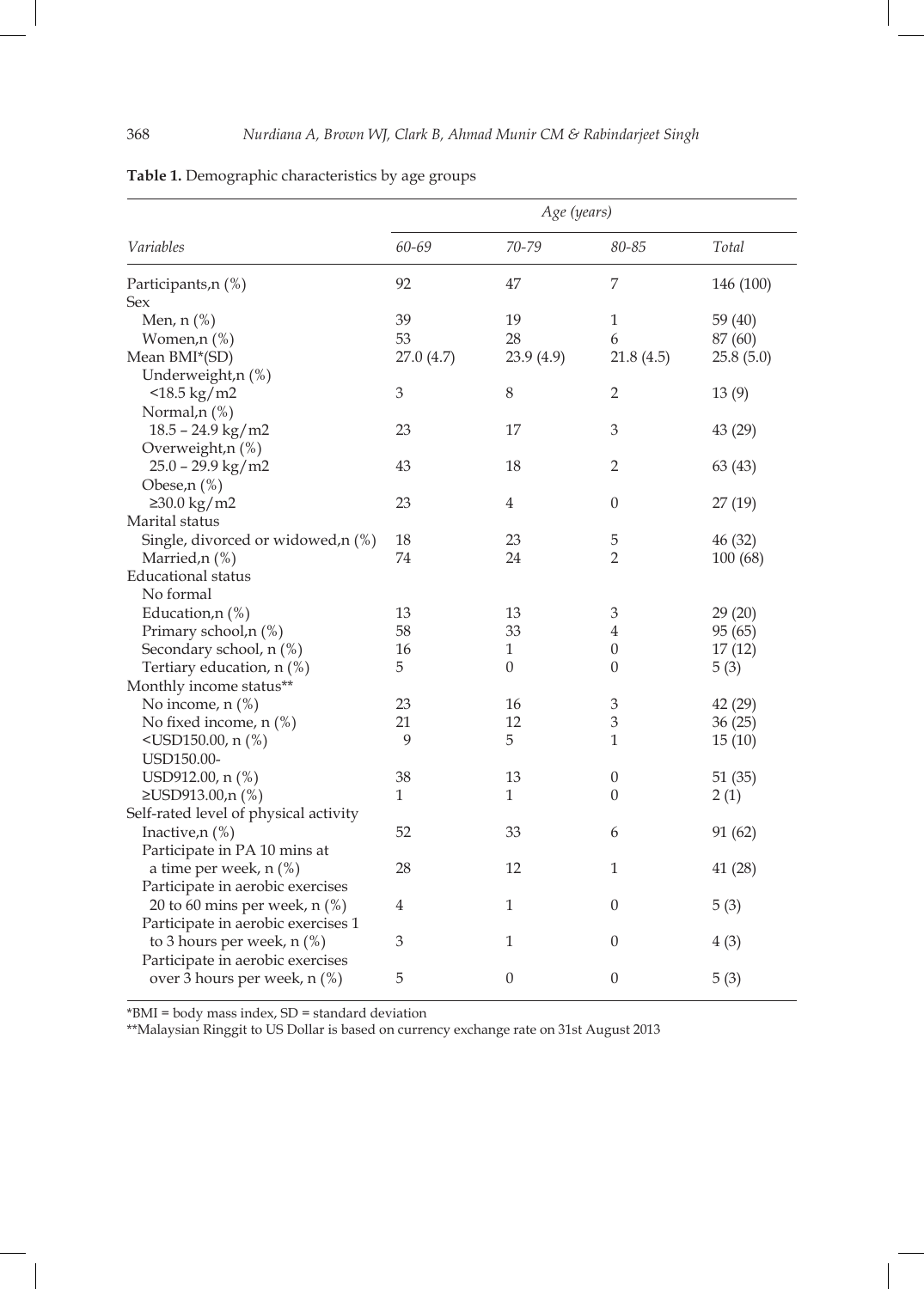**Table 1.** Demographic characteristics by age groups

| *Variables* | *Age (years)* | | | |
|---|---|---|---|---|
| | *60-69* | *70-79* | *80-85* | *Total* |
| Participants,n (%) | 92 | 47 | 7 | 146 (100) |
| Sex | | | | |
| Men, n (%) | 39 | 19 | 1 | 59 (40) |
| Women,n (%) | 53 | 28 | 6 | 87 (60) |
| Mean BMI*(SD) | 27.0 (4.7) | 23.9 (4.9) | 21.8 (4.5) | 25.8 (5.0) |
| Underweight,n (%) <18.5 kg/m2 | 3 | 8 | 2 | 13 (9) |
| Normal,n (%) 18.5 – 24.9 kg/m2 | 23 | 17 | 3 | 43 (29) |
| Overweight,n (%) 25.0 – 29.9 kg/m2 | 43 | 18 | 2 | 63 (43) |
| Obese,n (%) ≥30.0 kg/m2 | 23 | 4 | 0 | 27 (19) |
| Marital status | | | | |
| Single, divorced or widowed,n (%) | 18 | 23 | 5 | 46 (32) |
| Married,n (%) | 74 | 24 | 2 | 100 (68) |
| Educational status | | | | |
| No formal Education,n (%) | 13 | 13 | 3 | 29 (20) |
| Primary school,n (%) | 58 | 33 | 4 | 95 (65) |
| Secondary school, n (%) | 16 | 1 | 0 | 17 (12) |
| Tertiary education, n (%) | 5 | 0 | 0 | 5 (3) |
| Monthly income status** | | | | |
| No income, n (%) | 23 | 16 | 3 | 42 (29) |
| No fixed income, n (%) | 21 | 12 | 3 | 36 (25) |
| <USD150.00, n (%) | 9 | 5 | 1 | 15 (10) |
| USD150.00-USD912.00, n (%) | 38 | 13 | 0 | 51 (35) |
| ≥USD913.00,n (%) | 1 | 1 | 0 | 2 (1) |
| Self-rated level of physical activity | | | | |
| Inactive,n (%) | 52 | 33 | 6 | 91 (62) |
| Participate in PA 10 mins at a time per week, n (%) | 28 | 12 | 1 | 41 (28) |
| Participate in aerobic exercises 20 to 60 mins per week, n (%) | 4 | 1 | 0 | 5 (3) |
| Participate in aerobic exercises 1 to 3 hours per week, n (%) | 3 | 1 | 0 | 4 (3) |
| Participate in aerobic exercises over 3 hours per week, n (%) | 5 | 0 | 0 | 5 (3) |

*BMI = body mass index, SD = standard deviation

**Malaysian Ringgit to US Dollar is based on currency exchange rate on 31st August 2013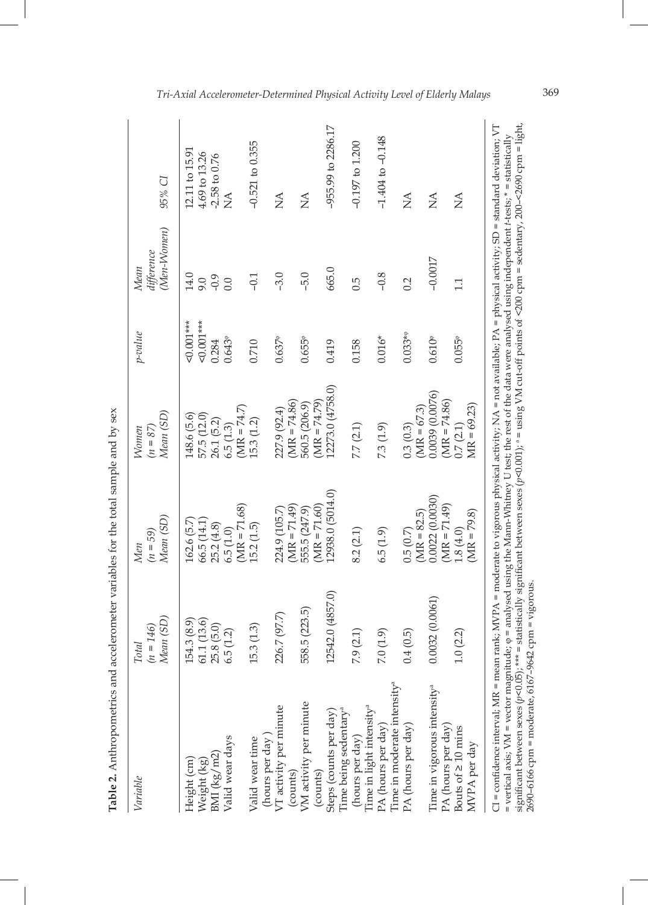**Table 2.** Anthropometrics and accelerometer variables for the total sample and by sex

| Variable | Total ($n = 146$) Mean (SD) | Men ($n = 59$) Mean (SD) | Women ($n = 87$) Mean (SD) | p-value | Mean difference (Men-Women) | 95% CI |
|---|---|---|---|---|---|---|
| Height (cm) | 154.3 (8.9) | 162.6 (5.7) | 148.6 (5.6) | <0.001*** | 14.0 | 12.11 to 15.91 |
| Weight (kg) | 61.1 (13.6) | 66.5 (14.1) | 57.5 (12.0) | <0.001*** | 9.0 | 4.69 to 13.26 |
| BMI (kg/m2) | 25.8 (5.0) | 25.2 (4.8) | 26.1 (5.2) | 0.284 | -0.9 | -2.58 to 0.76 |
| Valid wear days | 6.5 (1.2) | 6.5 (1.0) (MR = 71.68) | 6.5 (1.3) (MR = 74.7) | 0.643[φ] | 0.0 | NA |
| Valid wear time (hours per day) | 15.3 (1.3) | 15.2 (1.5) | 15.3 (1.2) | 0.710 | -0.1 | -0.521 to 0.355 |
| VT activity per minute (counts) | 226.7 (97.7) | 224.9 (105.7) (MR = 71.49) | 227.9 (92.4) (MR = 74.86) | 0.637[φ] | -3.0 | NA |
| VM activity per minute (counts) | 558.5 (223.5) | 555.5 (247.9) (MR = 71.60) | 560.5 (206.9) (MR = 74.79) | 0.655[φ] | -5.0 | NA |
| Steps (counts per day) | 12542.0 (4857.0) | 12938.0 (5014.0) | 12273.0 (4758.0) | 0.419 | 665.0 | -955.99 to 2286.17 |
| Time being sedentary[a] (hours per day) | 7.9 (2.1) | 8.2 (2.1) | 7.7 (2.1) | 0.158 | 0.5 | -0.197 to 1.200 |
| Time in light intensity[a] PA (hours per day) | 7.0 (1.9) | 6.5 (1.9) | 7.3 (1.9) | 0.016* | -0.8 | -1.404 to -0.148 |
| Time in moderate intensity[a] PA (hours per day) | 0.4 (0.5) | 0.5 (0.7) (MR = 82.5) | 0.3 (0.3) (MR = 67.3) | 0.033*[φ] | 0.2 | NA |
| Time in vigorous intensity[a] PA (hours per day) | 0.0032 (0.0061) | 0.0022 (0.0030) (MR = 71.49) | 0.0039 (0.0076) (MR = 74.86) | 0.610[φ] | -0.0017 | NA |
| Bouts of ≥ 10 mins MVPA per day | 1.0 (2.2) | 1.8 (4.0) (MR = 79.8) | 0.7 (2.1) (MR = 69.23) | 0.055[φ] | 1.1 | NA |

CI = confidence interval; MR = mean rank; MVPA = moderate to vigorous physical activity; NA = not available; PA = physical activity; SD = standard deviation; VT = vertical axis; VM = vector magnitude; φ = analysed using the Mann-Whitney U test; the rest of the data were analysed using independent *t*-tests; * = statistically significant between sexes ($p<0.05$); *** = statistically significant between sexes ($p<0.001$); [a] = using VM cut-off points of <200 cpm = sedentary, 200–<2690 cpm = light, 2690–6166 cpm = moderate, 6167–9642 cpm = vigorous.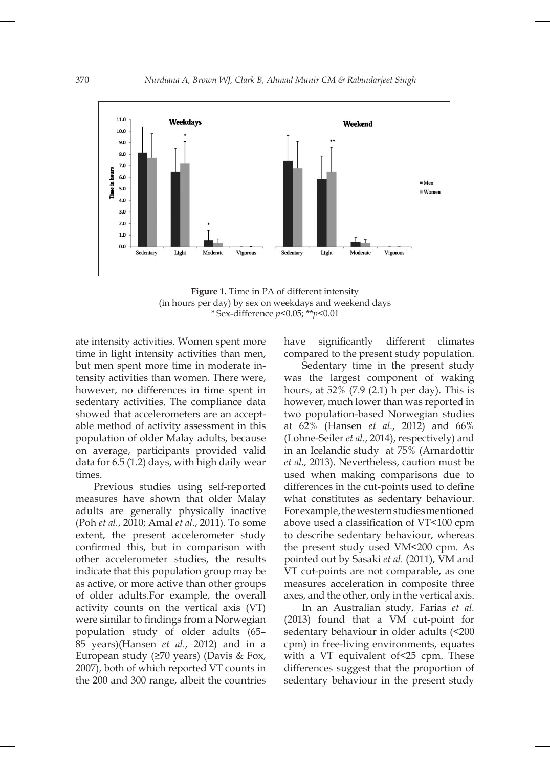**Figure 1.** Time in PA of different intensity (in hours per day) by sex on weekdays and weekend days
* Sex-difference $p<0.05$; ** $p<0.01$

ate intensity activities. Women spent more time in light intensity activities than men, but men spent more time in moderate intensity activities than women. There were, however, no differences in time spent in sedentary activities. The compliance data showed that accelerometers are an acceptable method of activity assessment in this population of older Malay adults, because on average, participants provided valid data for 6.5 (1.2) days, with high daily wear times.

Previous studies using self-reported measures have shown that older Malay adults are generally physically inactive (Poh *et al.*, 2010; Amal *et al.*, 2011). To some extent, the present accelerometer study confirmed this, but in comparison with other accelerometer studies, the results indicate that this population group may be as active, or more active than other groups of older adults.For example, the overall activity counts on the vertical axis (VT) were similar to findings from a Norwegian population study of older adults (65–85 years)(Hansen *et al.*, 2012) and in a European study (≥70 years) (Davis & Fox, 2007), both of which reported VT counts in the 200 and 300 range, albeit the countries have significantly different climates compared to the present study population.

Sedentary time in the present study was the largest component of waking hours, at 52% (7.9 (2.1) h per day). This is however, much lower than was reported in two population-based Norwegian studies at 62% (Hansen *et al.*, 2012) and 66% (Lohne-Seiler *et al.*, 2014), respectively) and in an Icelandic study at 75% (Arnardottir *et al.,* 2013). Nevertheless, caution must be used when making comparisons due to differences in the cut-points used to define what constitutes as sedentary behaviour. For example, the western studies mentioned above used a classification of VT<100 cpm to describe sedentary behaviour, whereas the present study used VM<200 cpm. As pointed out by Sasaki *et al.* (2011), VM and VT cut-points are not comparable, as one measures acceleration in composite three axes, and the other, only in the vertical axis.

In an Australian study, Farias *et al.* (2013) found that a VM cut-point for sedentary behaviour in older adults (<200 cpm) in free-living environments, equates with a VT equivalent of<25 cpm. These differences suggest that the proportion of sedentary behaviour in the present study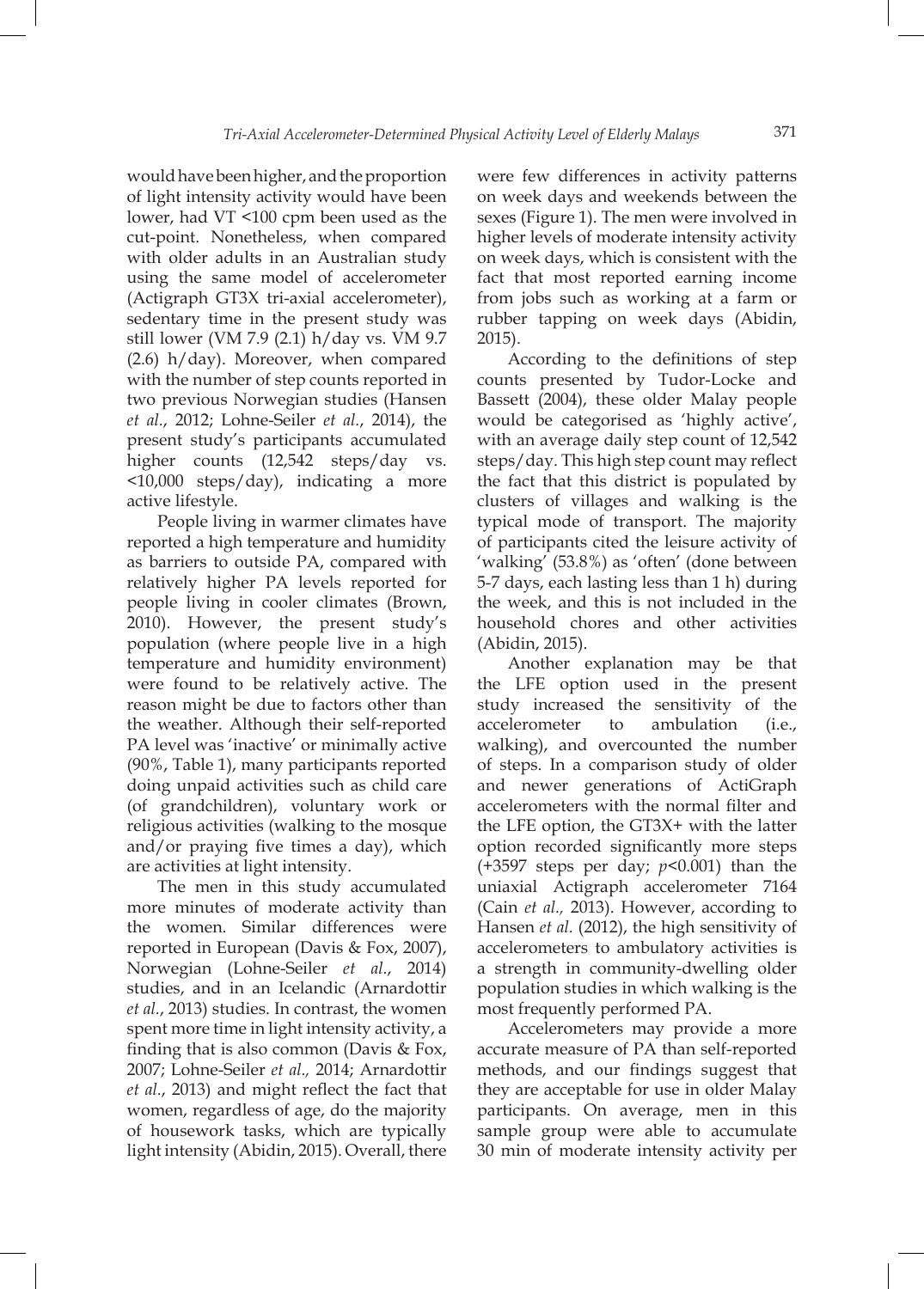would have been higher, and the proportion of light intensity activity would have been lower, had VT <100 cpm been used as the cut-point. Nonetheless, when compared with older adults in an Australian study using the same model of accelerometer (Actigraph GT3X tri-axial accelerometer), sedentary time in the present study was still lower (VM 7.9 (2.1) h/day vs. VM 9.7 (2.6) h/day). Moreover, when compared with the number of step counts reported in two previous Norwegian studies (Hansen *et al.*, 2012; Lohne-Seiler *et al.*, 2014), the present study's participants accumulated higher counts (12,542 steps/day vs. <10,000 steps/day), indicating a more active lifestyle.

People living in warmer climates have reported a high temperature and humidity as barriers to outside PA, compared with relatively higher PA levels reported for people living in cooler climates (Brown, 2010). However, the present study's population (where people live in a high temperature and humidity environment) were found to be relatively active. The reason might be due to factors other than the weather. Although their self-reported PA level was 'inactive' or minimally active (90%, Table 1), many participants reported doing unpaid activities such as child care (of grandchildren), voluntary work or religious activities (walking to the mosque and/or praying five times a day), which are activities at light intensity.

The men in this study accumulated more minutes of moderate activity than the women. Similar differences were reported in European (Davis & Fox, 2007), Norwegian (Lohne-Seiler *et al.*, 2014) studies, and in an Icelandic (Arnardottir *et al.*, 2013) studies. In contrast, the women spent more time in light intensity activity, a finding that is also common (Davis & Fox, 2007; Lohne-Seiler *et al.,* 2014; Arnardottir *et al.*, 2013) and might reflect the fact that women, regardless of age, do the majority of housework tasks, which are typically light intensity (Abidin, 2015). Overall, there were few differences in activity patterns on week days and weekends between the sexes (Figure 1). The men were involved in higher levels of moderate intensity activity on week days, which is consistent with the fact that most reported earning income from jobs such as working at a farm or rubber tapping on week days (Abidin, 2015).

According to the definitions of step counts presented by Tudor-Locke and Bassett (2004), these older Malay people would be categorised as 'highly active', with an average daily step count of 12,542 steps/day. This high step count may reflect the fact that this district is populated by clusters of villages and walking is the typical mode of transport. The majority of participants cited the leisure activity of 'walking' (53.8%) as 'often' (done between 5-7 days, each lasting less than 1 h) during the week, and this is not included in the household chores and other activities (Abidin, 2015).

Another explanation may be that the LFE option used in the present study increased the sensitivity of the accelerometer to ambulation (i.e., walking), and overcounted the number of steps. In a comparison study of older and newer generations of ActiGraph accelerometers with the normal filter and the LFE option, the GT3X+ with the latter option recorded significantly more steps (+3597 steps per day; $p<0.001$) than the uniaxial Actigraph accelerometer 7164 (Cain *et al.,* 2013). However, according to Hansen *et al.* (2012), the high sensitivity of accelerometers to ambulatory activities is a strength in community-dwelling older population studies in which walking is the most frequently performed PA.

Accelerometers may provide a more accurate measure of PA than self-reported methods, and our findings suggest that they are acceptable for use in older Malay participants. On average, men in this sample group were able to accumulate 30 min of moderate intensity activity per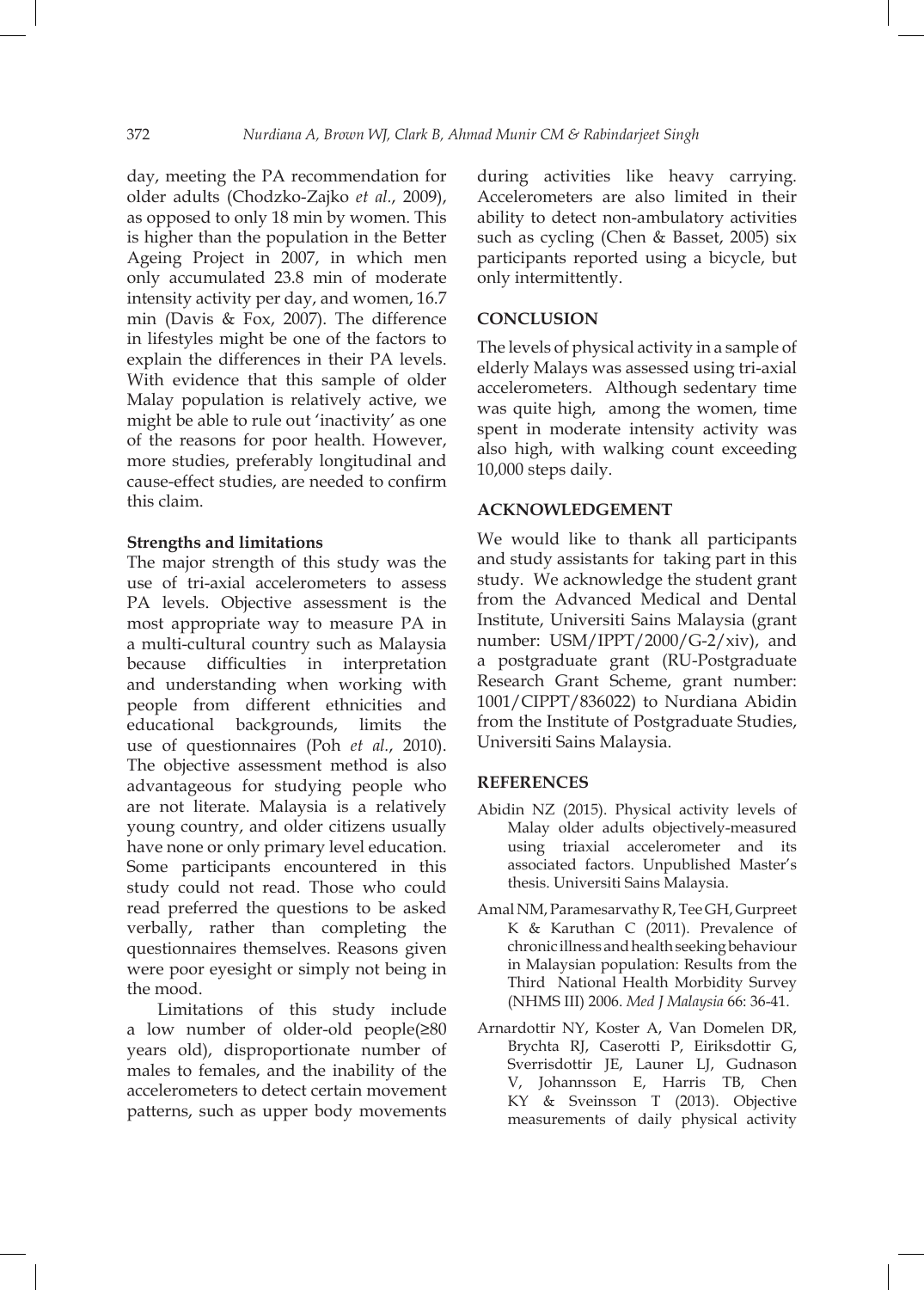day, meeting the PA recommendation for older adults (Chodzko-Zajko *et al.*, 2009), as opposed to only 18 min by women. This is higher than the population in the Better Ageing Project in 2007, in which men only accumulated 23.8 min of moderate intensity activity per day, and women, 16.7 min (Davis & Fox, 2007). The difference in lifestyles might be one of the factors to explain the differences in their PA levels. With evidence that this sample of older Malay population is relatively active, we might be able to rule out 'inactivity' as one of the reasons for poor health. However, more studies, preferably longitudinal and cause-effect studies, are needed to confirm this claim.

**Strengths and limitations**

The major strength of this study was the use of tri-axial accelerometers to assess PA levels. Objective assessment is the most appropriate way to measure PA in a multi-cultural country such as Malaysia because difficulties in interpretation and understanding when working with people from different ethnicities and educational backgrounds, limits the use of questionnaires (Poh *et al.*, 2010). The objective assessment method is also advantageous for studying people who are not literate. Malaysia is a relatively young country, and older citizens usually have none or only primary level education. Some participants encountered in this study could not read. Those who could read preferred the questions to be asked verbally, rather than completing the questionnaires themselves. Reasons given were poor eyesight or simply not being in the mood.

Limitations of this study include a low number of older-old people(≥80 years old), disproportionate number of males to females, and the inability of the accelerometers to detect certain movement patterns, such as upper body movements during activities like heavy carrying. Accelerometers are also limited in their ability to detect non-ambulatory activities such as cycling (Chen & Basset, 2005) six participants reported using a bicycle, but only intermittently.

## CONCLUSION

The levels of physical activity in a sample of elderly Malays was assessed using tri-axial accelerometers. Although sedentary time was quite high, among the women, time spent in moderate intensity activity was also high, with walking count exceeding 10,000 steps daily.

## ACKNOWLEDGEMENT

We would like to thank all participants and study assistants for taking part in this study. We acknowledge the student grant from the Advanced Medical and Dental Institute, Universiti Sains Malaysia (grant number: USM/IPPT/2000/G-2/xiv), and a postgraduate grant (RU-Postgraduate Research Grant Scheme, grant number: 1001/CIPPT/836022) to Nurdiana Abidin from the Institute of Postgraduate Studies, Universiti Sains Malaysia.

## REFERENCES

Abidin NZ (2015). Physical activity levels of Malay older adults objectively-measured using triaxial accelerometer and its associated factors. Unpublished Master's thesis. Universiti Sains Malaysia.

Amal NM, Paramesarvathy R, Tee GH, Gurpreet K & Karuthan C (2011). Prevalence of chronic illness and health seeking behaviour in Malaysian population: Results from the Third National Health Morbidity Survey (NHMS III) 2006. *Med J Malaysia* 66: 36-41.

Arnardottir NY, Koster A, Van Domelen DR, Brychta RJ, Caserotti P, Eiriksdottir G, Sverrisdottir JE, Launer LJ, Gudnason V, Johannsson E, Harris TB, Chen KY & Sveinsson T (2013). Objective measurements of daily physical activity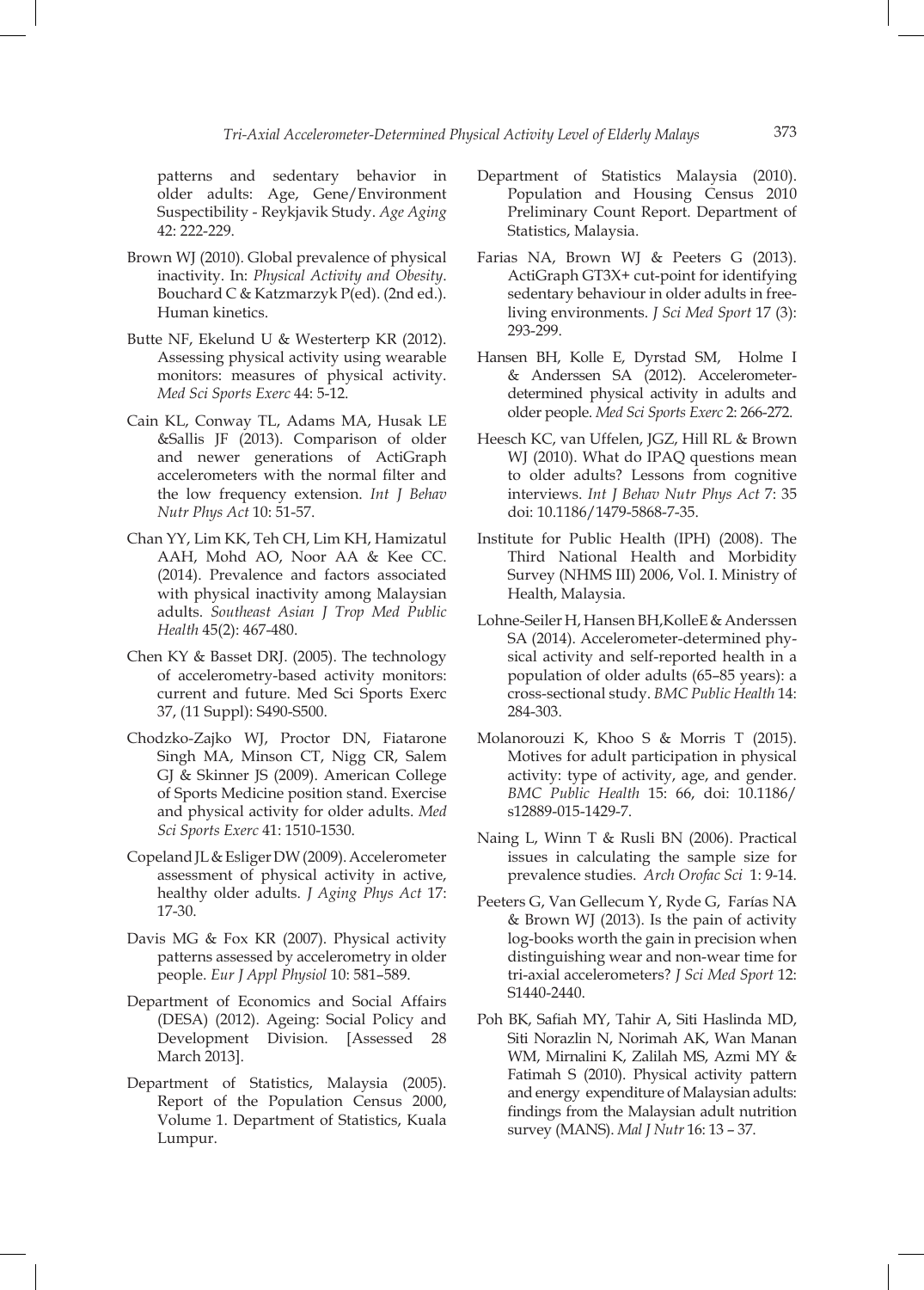patterns and sedentary behavior in older adults: Age, Gene/Environment Suspectibility - Reykjavik Study. *Age Aging* 42: 222-229.

Brown WJ (2010). Global prevalence of physical inactivity. In: *Physical Activity and Obesity*. Bouchard C & Katzmarzyk P(ed). (2nd ed.). Human kinetics.

Butte NF, Ekelund U & Westerterp KR (2012). Assessing physical activity using wearable monitors: measures of physical activity. *Med Sci Sports Exerc* 44: 5-12.

Cain KL, Conway TL, Adams MA, Husak LE &Sallis JF (2013). Comparison of older and newer generations of ActiGraph accelerometers with the normal filter and the low frequency extension. *Int J Behav Nutr Phys Act* 10: 51-57.

Chan YY, Lim KK, Teh CH, Lim KH, Hamizatul AAH, Mohd AO, Noor AA & Kee CC. (2014). Prevalence and factors associated with physical inactivity among Malaysian adults. *Southeast Asian J Trop Med Public Health* 45(2): 467-480.

Chen KY & Basset DRJ. (2005). The technology of accelerometry-based activity monitors: current and future. Med Sci Sports Exerc 37, (11 Suppl): S490-S500.

Chodzko-Zajko WJ, Proctor DN, Fiatarone Singh MA, Minson CT, Nigg CR, Salem GJ & Skinner JS (2009). American College of Sports Medicine position stand. Exercise and physical activity for older adults. *Med Sci Sports Exerc* 41: 1510-1530.

Copeland JL & Esliger DW (2009). Accelerometer assessment of physical activity in active, healthy older adults. *J Aging Phys Act* 17: 17-30.

Davis MG & Fox KR (2007). Physical activity patterns assessed by accelerometry in older people. *Eur J Appl Physiol* 10: 581–589.

Department of Economics and Social Affairs (DESA) (2012). Ageing: Social Policy and Development Division. [Assessed 28 March 2013].

Department of Statistics, Malaysia (2005). Report of the Population Census 2000, Volume 1. Department of Statistics, Kuala Lumpur.

Department of Statistics Malaysia (2010). Population and Housing Census 2010 Preliminary Count Report. Department of Statistics, Malaysia.

Farias NA, Brown WJ & Peeters G (2013). ActiGraph GT3X+ cut-point for identifying sedentary behaviour in older adults in free-living environments. *J Sci Med Sport* 17 (3): 293-299.

Hansen BH, Kolle E, Dyrstad SM, Holme I & Anderssen SA (2012). Accelerometer-determined physical activity in adults and older people. *Med Sci Sports Exerc* 2: 266-272.

Heesch KC, van Uffelen, JGZ, Hill RL & Brown WJ (2010). What do IPAQ questions mean to older adults? Lessons from cognitive interviews. *Int J Behav Nutr Phys Act* 7: 35 doi: 10.1186/1479-5868-7-35.

Institute for Public Health (IPH) (2008). The Third National Health and Morbidity Survey (NHMS III) 2006, Vol. I. Ministry of Health, Malaysia.

Lohne-Seiler H, Hansen BH,KolleE & Anderssen SA (2014). Accelerometer-determined physical activity and self-reported health in a population of older adults (65–85 years): a cross-sectional study. *BMC Public Health* 14: 284-303.

Molanorouzi K, Khoo S & Morris T (2015). Motives for adult participation in physical activity: type of activity, age, and gender. *BMC Public Health* 15: 66, doi: 10.1186/ s12889-015-1429-7.

Naing L, Winn T & Rusli BN (2006). Practical issues in calculating the sample size for prevalence studies. *Arch Orofac Sci* 1: 9-14.

Peeters G, Van Gellecum Y, Ryde G, Farías NA & Brown WJ (2013). Is the pain of activity log-books worth the gain in precision when distinguishing wear and non-wear time for tri-axial accelerometers? *J Sci Med Sport* 12: S1440-2440.

Poh BK, Safiah MY, Tahir A, Siti Haslinda MD, Siti Norazlin N, Norimah AK, Wan Manan WM, Mirnalini K, Zalilah MS, Azmi MY & Fatimah S (2010). Physical activity pattern and energy expenditure of Malaysian adults: findings from the Malaysian adult nutrition survey (MANS). *Mal J Nutr* 16: 13 – 37.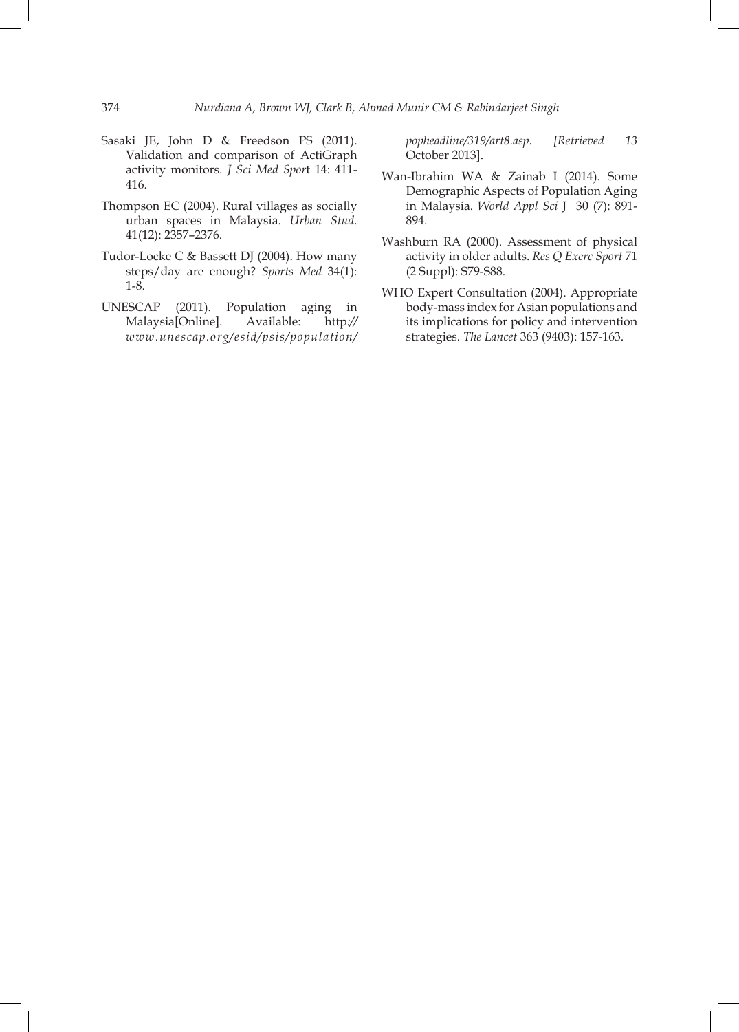Sasaki JE, John D & Freedson PS (2011). Validation and comparison of ActiGraph activity monitors. *J Sci Med Spor*t 14: 411-416.

Thompson EC (2004). Rural villages as socially urban spaces in Malaysia. *Urban Stud.* 41(12): 2357–2376.

Tudor-Locke C & Bassett DJ (2004). How many steps/day are enough? *Sports Med* 34(1): 1-8.

UNESCAP (2011). Population aging in Malaysia[Online]. Available: http:*//www.unescap.org/esid/psis/population/popheadline/319/art8.asp. [Retrieved 13* October 2013].

Wan-Ibrahim WA & Zainab I (2014). Some Demographic Aspects of Population Aging in Malaysia. *World Appl Sci* J 30 (7): 891-894.

Washburn RA (2000). Assessment of physical activity in older adults. *Res Q Exerc Sport* 71 (2 Suppl): S79-S88.

WHO Expert Consultation (2004). Appropriate body-mass index for Asian populations and its implications for policy and intervention strategies. *The Lancet* 363 (9403): 157-163.